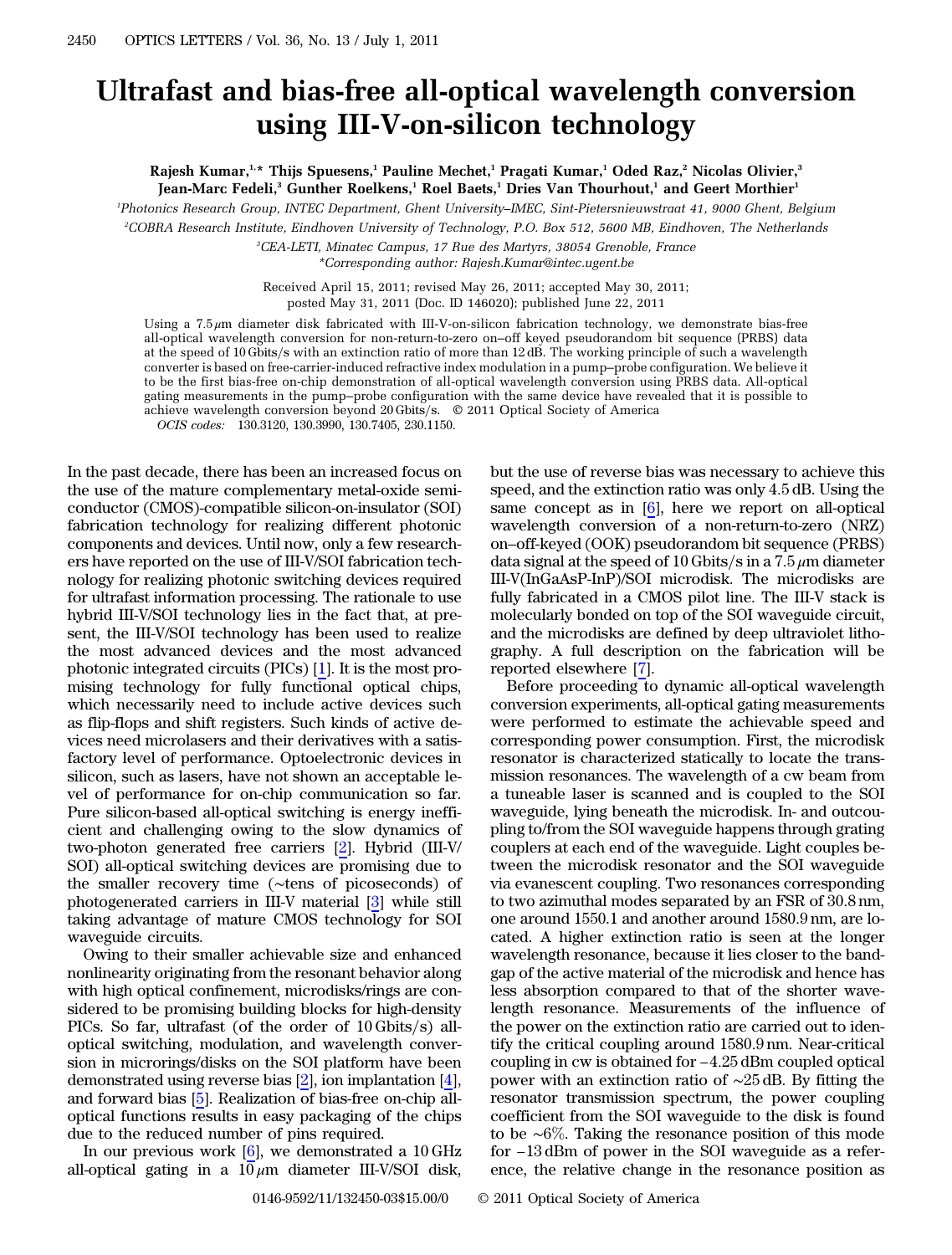# Ultrafast and bias-free all-optical wavelength conversion using III-V-on-silicon technology

**Rajesh Kumar,[1,*] Thijs Spuesens,[1] Pauline Mechet,[1] Pragati Kumar,[1] Oded Raz,[2] Nicolas Olivier,[3] Jean-Marc Fedeli,[3] Gunther Roelkens,[1] Roel Baets,[1] Dries Van Thourhout,[1] and Geert Morthier[1]**

[1]*Photonics Research Group, INTEC Department, Ghent University–IMEC, Sint-Pietersnieuwstraat 41, 9000 Ghent, Belgium*

[2]*COBRA Research Institute, Eindhoven University of Technology, P.O. Box 512, 5600 MB, Eindhoven, The Netherlands*

[3]*CEA-LETI, Minatec Campus, 17 Rue des Martyrs, 38054 Grenoble, France*

*\*Corresponding author: Rajesh.Kumar@intec.ugent.be*

Received April 15, 2011; revised May 26, 2011; accepted May 30, 2011; posted May 31, 2011 (Doc. ID 146020); published June 22, 2011

Using a $7.5\,\mu$m diameter disk fabricated with III-V-on-silicon fabrication technology, we demonstrate bias-free all-optical wavelength conversion for non-return-to-zero on–off keyed pseudorandom bit sequence (PRBS) data at the speed of 10 Gbits/s with an extinction ratio of more than 12 dB. The working principle of such a wavelength converter is based on free-carrier-induced refractive index modulation in a pump–probe configuration. We believe it to be the first bias-free on-chip demonstration of all-optical wavelength conversion using PRBS data. All-optical gating measurements in the pump–probe configuration with the same device have revealed that it is possible to achieve wavelength conversion beyond 20 Gbits/s. © 2011 Optical Society of America

*OCIS codes:* 130.3120, 130.3990, 130.7405, 230.1150.

In the past decade, there has been an increased focus on the use of the mature complementary metal-oxide semiconductor (CMOS)-compatible silicon-on-insulator (SOI) fabrication technology for realizing different photonic components and devices. Until now, only a few researchers have reported on the use of III-V/SOI fabrication technology for realizing photonic switching devices required for ultrafast information processing. The rationale to use hybrid III-V/SOI technology lies in the fact that, at present, the III-V/SOI technology has been used to realize the most advanced devices and the most advanced photonic integrated circuits (PICs) [1]. It is the most promising technology for fully functional optical chips, which necessarily need to include active devices such as flip-flops and shift registers. Such kinds of active devices need microlasers and their derivatives with a satisfactory level of performance. Optoelectronic devices in silicon, such as lasers, have not shown an acceptable level of performance for on-chip communication so far. Pure silicon-based all-optical switching is energy inefficient and challenging owing to the slow dynamics of two-photon generated free carriers [2]. Hybrid (III-V/SOI) all-optical switching devices are promising due to the smaller recovery time (~tens of picoseconds) of photogenerated carriers in III-V material [3] while still taking advantage of mature CMOS technology for SOI waveguide circuits.

Owing to their smaller achievable size and enhanced nonlinearity originating from the resonant behavior along with high optical confinement, microdisks/rings are considered to be promising building blocks for high-density PICs. So far, ultrafast (of the order of 10 Gbits/s) all-optical switching, modulation, and wavelength conversion in microrings/disks on the SOI platform have been demonstrated using reverse bias [2], ion implantation [4], and forward bias [5]. Realization of bias-free on-chip all-optical functions results in easy packaging of the chips due to the reduced number of pins required.

In our previous work [6], we demonstrated a 10 GHz all-optical gating in a $10\,\mu$m diameter III-V/SOI disk, but the use of reverse bias was necessary to achieve this speed, and the extinction ratio was only 4.5 dB. Using the same concept as in [6], here we report on all-optical wavelength conversion of a non-return-to-zero (NRZ) on–off-keyed (OOK) pseudorandom bit sequence (PRBS) data signal at the speed of 10 Gbits/s in a $7.5\,\mu$m diameter III-V(InGaAsP-InP)/SOI microdisk. The microdisks are fully fabricated in a CMOS pilot line. The III-V stack is molecularly bonded on top of the SOI waveguide circuit, and the microdisks are defined by deep ultraviolet lithography. A full description on the fabrication will be reported elsewhere [7].

Before proceeding to dynamic all-optical wavelength conversion experiments, all-optical gating measurements were performed to estimate the achievable speed and corresponding power consumption. First, the microdisk resonator is characterized statically to locate the transmission resonances. The wavelength of a cw beam from a tuneable laser is scanned and is coupled to the SOI waveguide, lying beneath the microdisk. In- and outcoupling to/from the SOI waveguide happens through grating couplers at each end of the waveguide. Light couples between the microdisk resonator and the SOI waveguide via evanescent coupling. Two resonances corresponding to two azimuthal modes separated by an FSR of 30.8 nm, one around 1550.1 and another around 1580.9 nm, are located. A higher extinction ratio is seen at the longer wavelength resonance, because it lies closer to the bandgap of the active material of the microdisk and hence has less absorption compared to that of the shorter wavelength resonance. Measurements of the influence of the power on the extinction ratio are carried out to identify the critical coupling around 1580.9 nm. Near-critical coupling in cw is obtained for −4.25 dBm coupled optical power with an extinction ratio of ~25 dB. By fitting the resonator transmission spectrum, the power coupling coefficient from the SOI waveguide to the disk is found to be ~6%. Taking the resonance position of this mode for −13 dBm of power in the SOI waveguide as a reference, the relative change in the resonance position as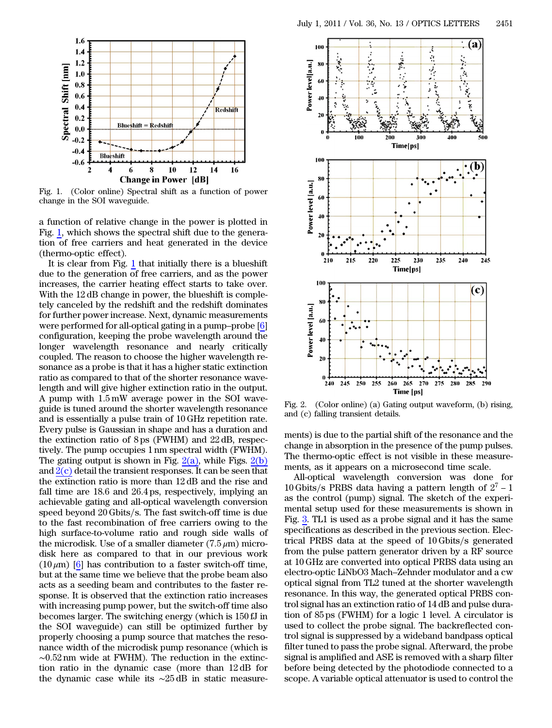Fig. 1. (Color online) Spectral shift as a function of power change in the SOI waveguide.

a function of relative change in the power is plotted in Fig. 1, which shows the spectral shift due to the generation of free carriers and heat generated in the device (thermo-optic effect).

It is clear from Fig. 1 that initially there is a blueshift due to the generation of free carriers, and as the power increases, the carrier heating effect starts to take over. With the 12 dB change in power, the blueshift is completely canceled by the redshift and the redshift dominates for further power increase. Next, dynamic measurements were performed for all-optical gating in a pump–probe [6] configuration, keeping the probe wavelength around the longer wavelength resonance and nearly critically coupled. The reason to choose the higher wavelength resonance as a probe is that it has a higher static extinction ratio as compared to that of the shorter resonance wavelength and will give higher extinction ratio in the output. A pump with 1.5 mW average power in the SOI waveguide is tuned around the shorter wavelength resonance and is essentially a pulse train of 10 GHz repetition rate. Every pulse is Gaussian in shape and has a duration and the extinction ratio of 8 ps (FWHM) and 22 dB, respectively. The pump occupies 1 nm spectral width (FWHM). The gating output is shown in Fig. 2(a), while Figs. 2(b) and 2(c) detail the transient responses. It can be seen that the extinction ratio is more than 12 dB and the rise and fall time are 18.6 and 26.4 ps, respectively, implying an achievable gating and all-optical wavelength conversion speed beyond 20 Gbits/s. The fast switch-off time is due to the fast recombination of free carriers owing to the high surface-to-volume ratio and rough side walls of the microdisk. Use of a smaller diameter (7.5 $\mu$m) microdisk here as compared to that in our previous work (10 $\mu$m) [6] has contribution to a faster switch-off time, but at the same time we believe that the probe beam also acts as a seeding beam and contributes to the faster response. It is observed that the extinction ratio increases with increasing pump power, but the switch-off time also becomes larger. The switching energy (which is 150 fJ in the SOI waveguide) can still be optimized further by properly choosing a pump source that matches the resonance width of the microdisk pump resonance (which is ~0.52 nm wide at FWHM). The reduction in the extinction ratio in the dynamic case (more than 12 dB for the dynamic case while its ~25 dB in static measurements) is due to the partial shift of the resonance and the change in absorption in the presence of the pump pulses. The thermo-optic effect is not visible in these measurements, as it appears on a microsecond time scale.

Fig. 2. (Color online) (a) Gating output waveform, (b) rising, and (c) falling transient details.

All-optical wavelength conversion was done for 10 Gbits/s PRBS data having a pattern length of $2^7 - 1$ as the control (pump) signal. The sketch of the experimental setup used for these measurements is shown in Fig. 3. TL1 is used as a probe signal and it has the same specifications as described in the previous section. Electrical PRBS data at the speed of 10 Gbits/s generated from the pulse pattern generator driven by a RF source at 10 GHz are converted into optical PRBS data using an electro-optic LiNbO3 Mach–Zehnder modulator and a cw optical signal from TL2 tuned at the shorter wavelength resonance. In this way, the generated optical PRBS control signal has an extinction ratio of 14 dB and pulse duration of 85 ps (FWHM) for a logic 1 level. A circulator is used to collect the probe signal. The backreflected control signal is suppressed by a wideband bandpass optical filter tuned to pass the probe signal. Afterward, the probe signal is amplified and ASE is removed with a sharp filter before being detected by the photodiode connected to a scope. A variable optical attenuator is used to control the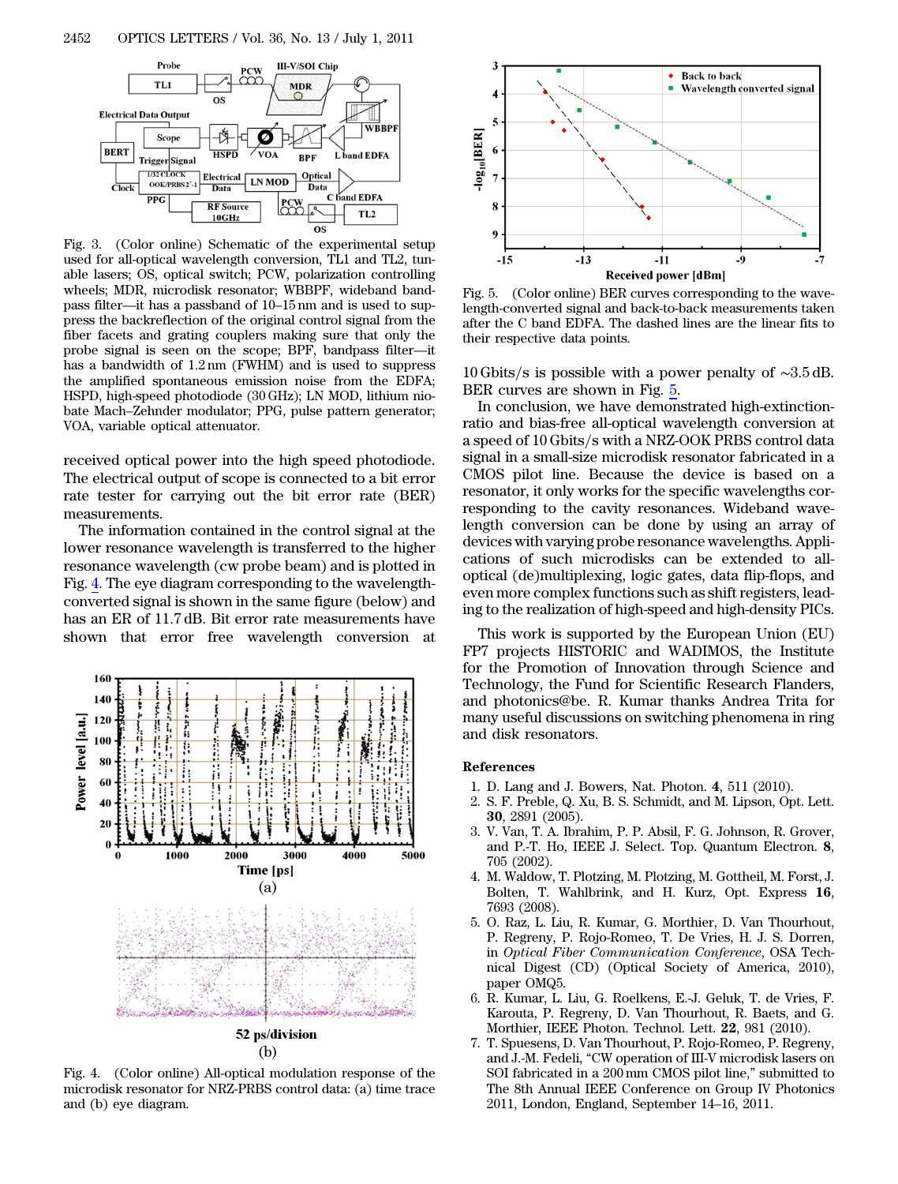Probe

TL1

OS

PCW

III-V/SOI Chip

MDR

Electrical Data Output

WBBPF

Scope

BERT

Trigger Signal

HSPD

VOA

BPF

L band EDFA

Clock

1/32 CLOCK OOK/PRBS $2^7$-1

PPG

Electrical Data

LN MOD

Optical Data

C band EDFA

RF Source 10GHz

PCW

OS

TL2

Fig. 3. (Color online) Schematic of the experimental setup used for all-optical wavelength conversion, TL1 and TL2, tunable lasers; OS, optical switch; PCW, polarization controlling wheels; MDR, microdisk resonator; WBBPF, wideband bandpass filter—it has a passband of 10–15 nm and is used to suppress the backreflection of the original control signal from the fiber facets and grating couplers making sure that only the probe signal is seen on the scope; BPF, bandpass filter—it has a bandwidth of 1.2 nm (FWHM) and is used to suppress the amplified spontaneous emission noise from the EDFA; HSPD, high-speed photodiode (30 GHz); LN MOD, lithium niobate Mach–Zehnder modulator; PPG, pulse pattern generator; VOA, variable optical attenuator.

received optical power into the high speed photodiode. The electrical output of scope is connected to a bit error rate tester for carrying out the bit error rate (BER) measurements.

The information contained in the control signal at the lower resonance wavelength is transferred to the higher resonance wavelength (cw probe beam) and is plotted in Fig. 4. The eye diagram corresponding to the wavelength-converted signal is shown in the same figure (below) and has an ER of 11.7 dB. Bit error rate measurements have shown that error free wavelength conversion at 10 Gbits/s is possible with a power penalty of ~3.5 dB. BER curves are shown in Fig. 5.

Power level [a.u.]

160

140

120

100

80

60

40

20

0

0

1000

2000

3000

4000

5000

Time [ps]

(a)

52 ps/division

(b)

Fig. 4. (Color online) All-optical modulation response of the microdisk resonator for NRZ-PRBS control data: (a) time trace and (b) eye diagram.

$-\log_{10}$[BER]

3

4

5

6

7

8

9

-15

-13

-11

-9

-7

Received power [dBm]

Back to back

Wavelength converted signal

Fig. 5. (Color online) BER curves corresponding to the wavelength-converted signal and back-to-back measurements taken after the C band EDFA. The dashed lines are the linear fits to their respective data points.

In conclusion, we have demonstrated high-extinction-ratio and bias-free all-optical wavelength conversion at a speed of 10 Gbits/s with a NRZ-OOK PRBS control data signal in a small-size microdisk resonator fabricated in a CMOS pilot line. Because the device is based on a resonator, it only works for the specific wavelengths corresponding to the cavity resonances. Wideband wavelength conversion can be done by using an array of devices with varying probe resonance wavelengths. Applications of such microdisks can be extended to all-optical (de)multiplexing, logic gates, data flip-flops, and even more complex functions such as shift registers, leading to the realization of high-speed and high-density PICs.

This work is supported by the European Union (EU) FP7 projects HISTORIC and WADIMOS, the Institute for the Promotion of Innovation through Science and Technology, the Fund for Scientific Research Flanders, and photonics@be. R. Kumar thanks Andrea Trita for many useful discussions on switching phenomena in ring and disk resonators.

## References

1. D. Lang and J. Bowers, Nat. Photon. **4**, 511 (2010).
2. S. F. Preble, Q. Xu, B. S. Schmidt, and M. Lipson, Opt. Lett. **30**, 2891 (2005).
3. V. Van, T. A. Ibrahim, P. P. Absil, F. G. Johnson, R. Grover, and P.-T. Ho, IEEE J. Select. Top. Quantum Electron. **8**, 705 (2002).
4. M. Waldow, T. Plotzing, M. Plotzing, M. Gottheil, M. Forst, J. Bolten, T. Wahlbrink, and H. Kurz, Opt. Express **16**, 7693 (2008).
5. O. Raz, L. Liu, R. Kumar, G. Morthier, D. Van Thourhout, P. Regreny, P. Rojo-Romeo, T. De Vries, H. J. S. Dorren, in *Optical Fiber Communication Conference*, OSA Technical Digest (CD) (Optical Society of America, 2010), paper OMQ5.
6. R. Kumar, L. Liu, G. Roelkens, E.-J. Geluk, T. de Vries, F. Karouta, P. Regreny, D. Van Thourhout, R. Baets, and G. Morthier, IEEE Photon. Technol. Lett. **22**, 981 (2010).
7. T. Spuesens, D. Van Thourhout, P. Rojo-Romeo, P. Regreny, and J.-M. Fedeli, "CW operation of III-V microdisk lasers on SOI fabricated in a 200 mm CMOS pilot line," submitted to The 8th Annual IEEE Conference on Group IV Photonics 2011, London, England, September 14–16, 2011.